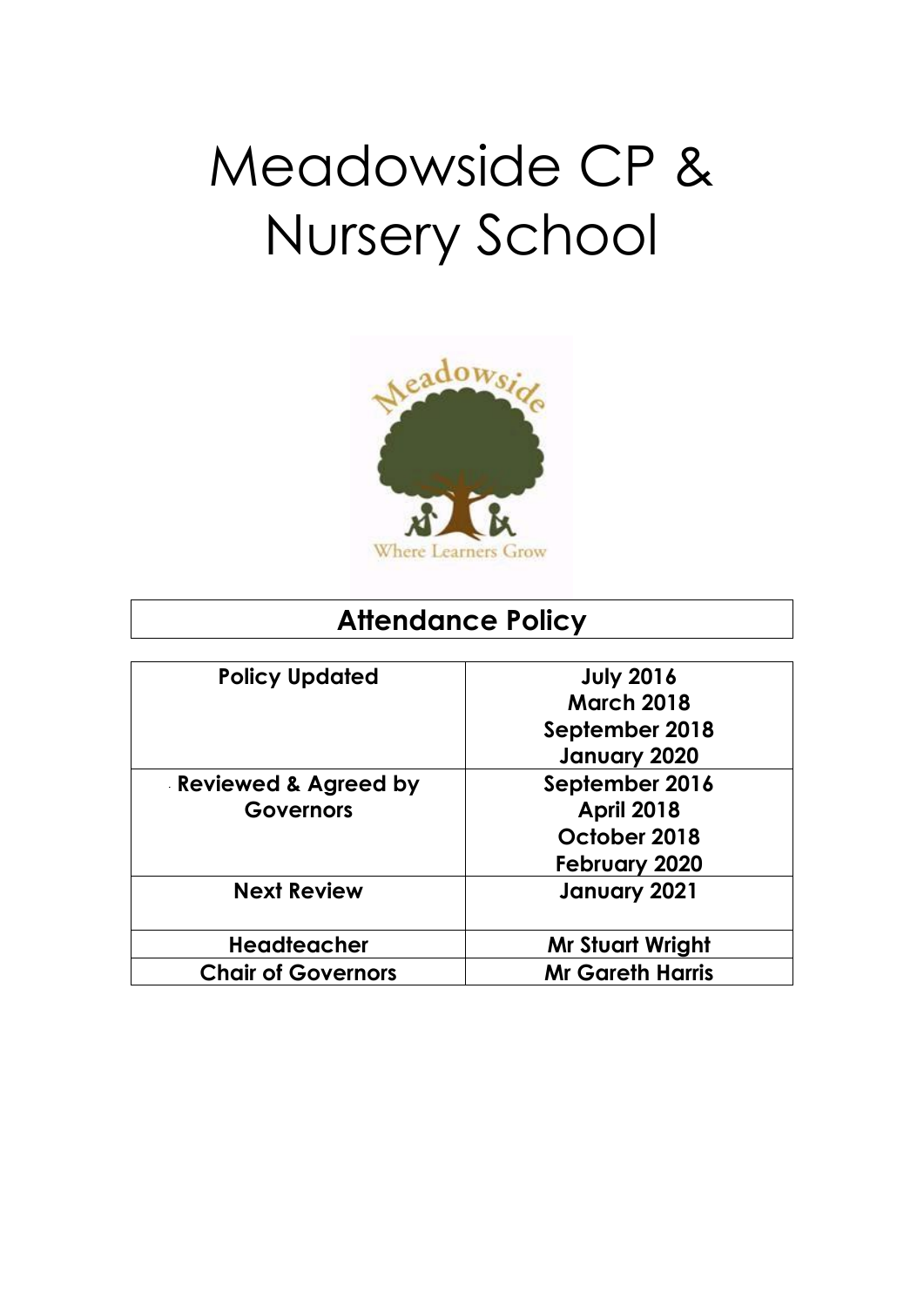# Meadowside CP & Nursery School

Where Learners Grow

## Attendance Policy

| Policy Updated | July 2016<br>March 2018<br>September 2018<br>January 2020 |
|---|---|
| Reviewed & Agreed by Governors | September 2016<br>April 2018<br>October 2018<br>February 2020 |
| Next Review | January 2021 |
| Headteacher | Mr Stuart Wright |
| Chair of Governors | Mr Gareth Harris |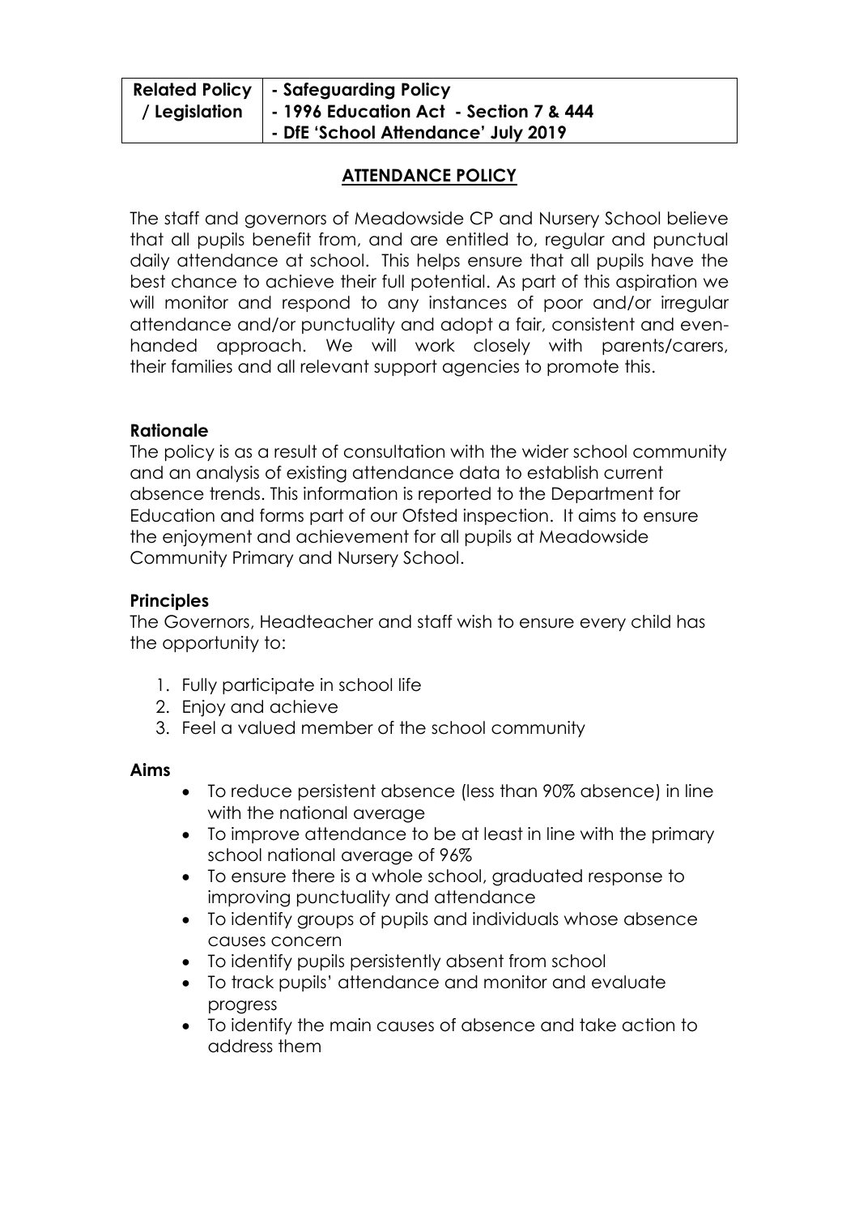| Related Policy / Legislation | - Safeguarding Policy<br>- 1996 Education Act - Section 7 & 444<br>- DfE 'School Attendance' July 2019 |
|---|---|

## ATTENDANCE POLICY

The staff and governors of Meadowside CP and Nursery School believe that all pupils benefit from, and are entitled to, regular and punctual daily attendance at school. This helps ensure that all pupils have the best chance to achieve their full potential. As part of this aspiration we will monitor and respond to any instances of poor and/or irregular attendance and/or punctuality and adopt a fair, consistent and even-handed approach. We will work closely with parents/carers, their families and all relevant support agencies to promote this.

### Rationale

The policy is as a result of consultation with the wider school community and an analysis of existing attendance data to establish current absence trends. This information is reported to the Department for Education and forms part of our Ofsted inspection. It aims to ensure the enjoyment and achievement for all pupils at Meadowside Community Primary and Nursery School.

### Principles

The Governors, Headteacher and staff wish to ensure every child has the opportunity to:

1. Fully participate in school life
2. Enjoy and achieve
3. Feel a valued member of the school community

### Aims

- To reduce persistent absence (less than 90% absence) in line with the national average
- To improve attendance to be at least in line with the primary school national average of 96%
- To ensure there is a whole school, graduated response to improving punctuality and attendance
- To identify groups of pupils and individuals whose absence causes concern
- To identify pupils persistently absent from school
- To track pupils' attendance and monitor and evaluate progress
- To identify the main causes of absence and take action to address them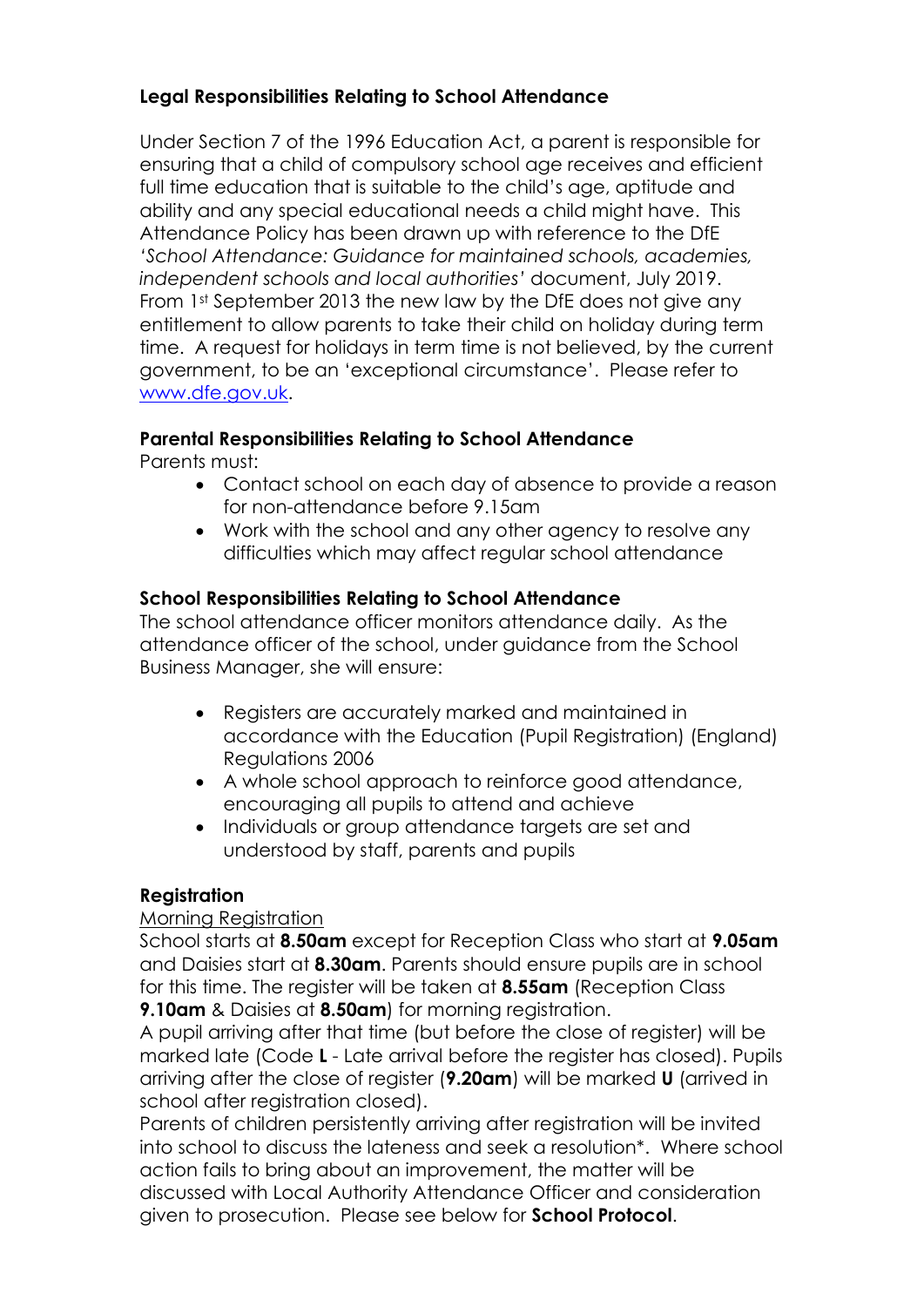**Legal Responsibilities Relating to School Attendance**

Under Section 7 of the 1996 Education Act, a parent is responsible for ensuring that a child of compulsory school age receives and efficient full time education that is suitable to the child's age, aptitude and ability and any special educational needs a child might have. This Attendance Policy has been drawn up with reference to the DfE *'School Attendance: Guidance for maintained schools, academies, independent schools and local authorities'* document, July 2019. From 1st September 2013 the new law by the DfE does not give any entitlement to allow parents to take their child on holiday during term time. A request for holidays in term time is not believed, by the current government, to be an 'exceptional circumstance'. Please refer to [www.dfe.gov.uk](www.dfe.gov.uk).

**Parental Responsibilities Relating to School Attendance**

Parents must:

- Contact school on each day of absence to provide a reason for non-attendance before 9.15am
- Work with the school and any other agency to resolve any difficulties which may affect regular school attendance

**School Responsibilities Relating to School Attendance**

The school attendance officer monitors attendance daily. As the attendance officer of the school, under guidance from the School Business Manager, she will ensure:

- Registers are accurately marked and maintained in accordance with the Education (Pupil Registration) (England) Regulations 2006
- A whole school approach to reinforce good attendance, encouraging all pupils to attend and achieve
- Individuals or group attendance targets are set and understood by staff, parents and pupils

**Registration**

<u>Morning Registration</u>

School starts at **8.50am** except for Reception Class who start at **9.05am** and Daisies start at **8.30am**. Parents should ensure pupils are in school for this time. The register will be taken at **8.55am** (Reception Class **9.10am** & Daisies at **8.50am**) for morning registration.

A pupil arriving after that time (but before the close of register) will be marked late (Code **L** - Late arrival before the register has closed). Pupils arriving after the close of register (**9.20am**) will be marked **U** (arrived in school after registration closed).

Parents of children persistently arriving after registration will be invited into school to discuss the lateness and seek a resolution*. Where school action fails to bring about an improvement, the matter will be discussed with Local Authority Attendance Officer and consideration given to prosecution. Please see below for **School Protocol**.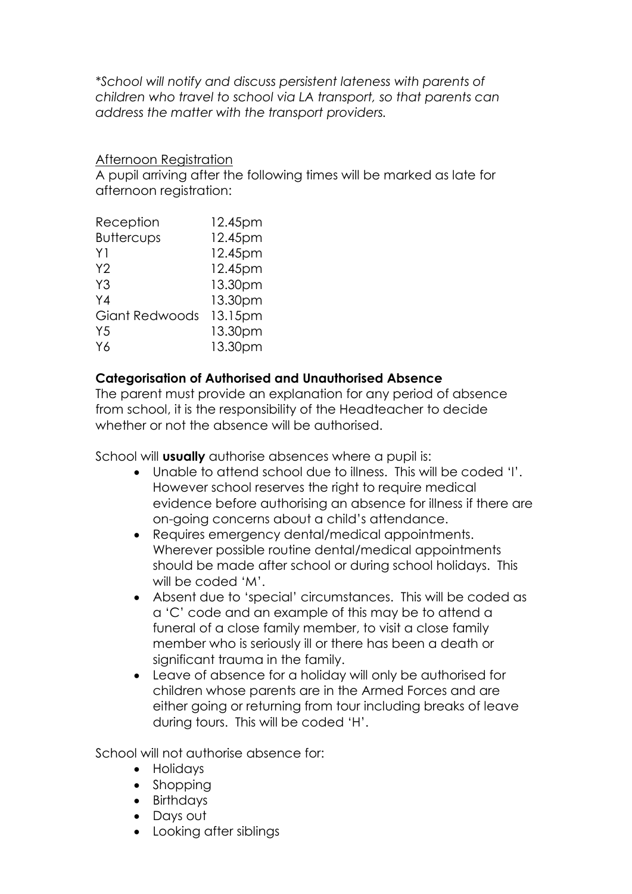*\*School will notify and discuss persistent lateness with parents of children who travel to school via LA transport, so that parents can address the matter with the transport providers.*

<u>Afternoon Registration</u>

A pupil arriving after the following times will be marked as late for afternoon registration:

| | |
|---|---|
| Reception | 12.45pm |
| Buttercups | 12.45pm |
| Y1 | 12.45pm |
| Y2 | 12.45pm |
| Y3 | 13.30pm |
| Y4 | 13.30pm |
| Giant Redwoods | 13.15pm |
| Y5 | 13.30pm |
| Y6 | 13.30pm |

**Categorisation of Authorised and Unauthorised Absence**

The parent must provide an explanation for any period of absence from school, it is the responsibility of the Headteacher to decide whether or not the absence will be authorised.

School will **usually** authorise absences where a pupil is:

- Unable to attend school due to illness. This will be coded 'I'. However school reserves the right to require medical evidence before authorising an absence for illness if there are on-going concerns about a child's attendance.
- Requires emergency dental/medical appointments. Wherever possible routine dental/medical appointments should be made after school or during school holidays. This will be coded 'M'.
- Absent due to 'special' circumstances. This will be coded as a 'C' code and an example of this may be to attend a funeral of a close family member, to visit a close family member who is seriously ill or there has been a death or significant trauma in the family.
- Leave of absence for a holiday will only be authorised for children whose parents are in the Armed Forces and are either going or returning from tour including breaks of leave during tours. This will be coded 'H'.

School will not authorise absence for:

- Holidays
- Shopping
- Birthdays
- Days out
- Looking after siblings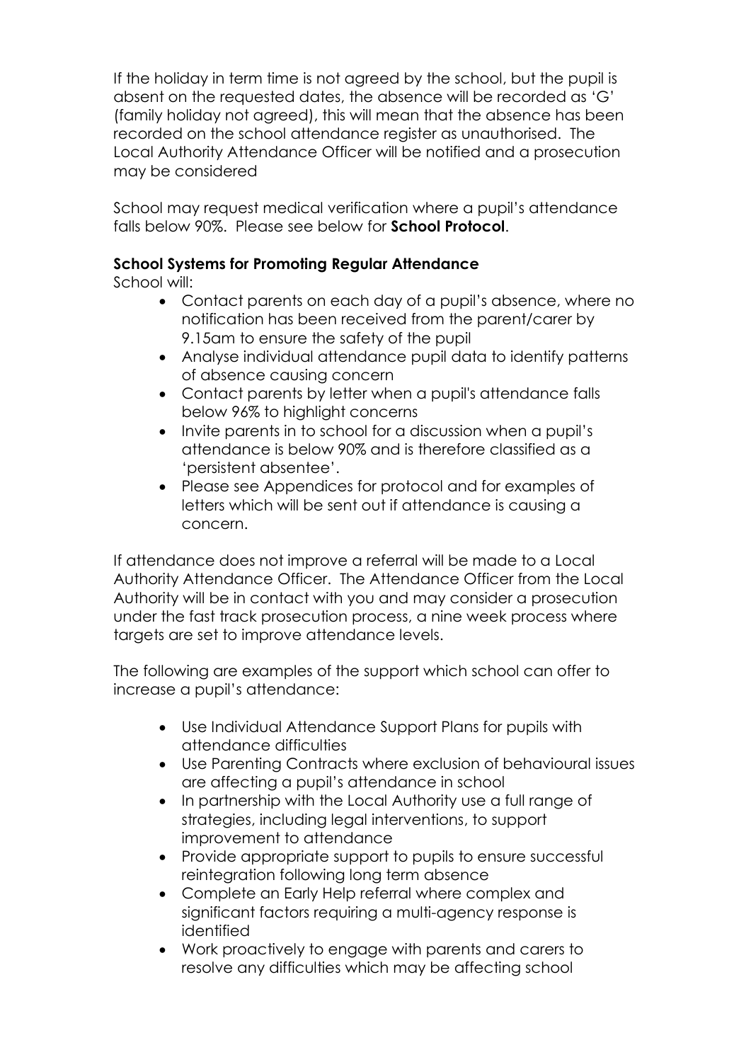If the holiday in term time is not agreed by the school, but the pupil is absent on the requested dates, the absence will be recorded as 'G' (family holiday not agreed), this will mean that the absence has been recorded on the school attendance register as unauthorised. The Local Authority Attendance Officer will be notified and a prosecution may be considered

School may request medical verification where a pupil's attendance falls below 90%. Please see below for **School Protocol**.

**School Systems for Promoting Regular Attendance**

School will:

- Contact parents on each day of a pupil's absence, where no notification has been received from the parent/carer by 9.15am to ensure the safety of the pupil
- Analyse individual attendance pupil data to identify patterns of absence causing concern
- Contact parents by letter when a pupil's attendance falls below 96% to highlight concerns
- Invite parents in to school for a discussion when a pupil's attendance is below 90% and is therefore classified as a 'persistent absentee'.
- Please see Appendices for protocol and for examples of letters which will be sent out if attendance is causing a concern.

If attendance does not improve a referral will be made to a Local Authority Attendance Officer. The Attendance Officer from the Local Authority will be in contact with you and may consider a prosecution under the fast track prosecution process, a nine week process where targets are set to improve attendance levels.

The following are examples of the support which school can offer to increase a pupil's attendance:

- Use Individual Attendance Support Plans for pupils with attendance difficulties
- Use Parenting Contracts where exclusion of behavioural issues are affecting a pupil's attendance in school
- In partnership with the Local Authority use a full range of strategies, including legal interventions, to support improvement to attendance
- Provide appropriate support to pupils to ensure successful reintegration following long term absence
- Complete an Early Help referral where complex and significant factors requiring a multi-agency response is identified
- Work proactively to engage with parents and carers to resolve any difficulties which may be affecting school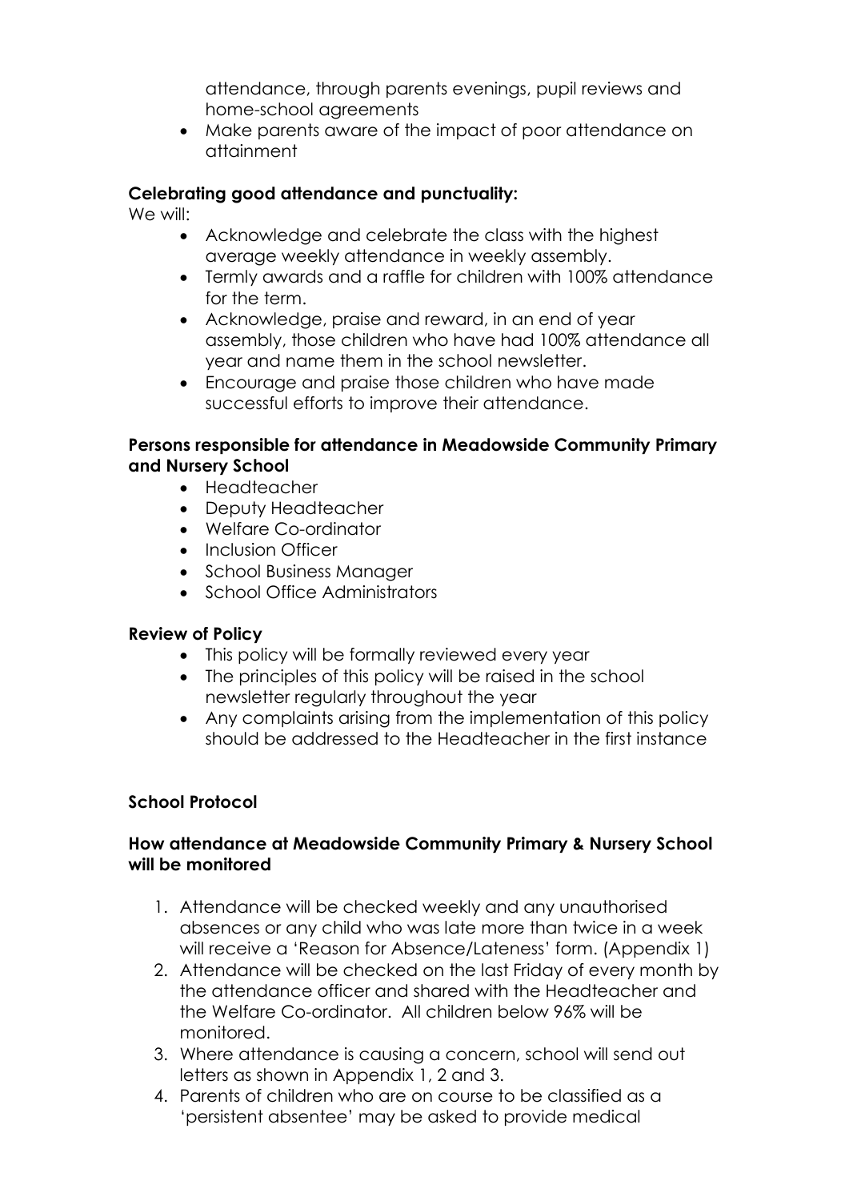attendance, through parents evenings, pupil reviews and home-school agreements
- Make parents aware of the impact of poor attendance on attainment

**Celebrating good attendance and punctuality:**

We will:

- Acknowledge and celebrate the class with the highest average weekly attendance in weekly assembly.
- Termly awards and a raffle for children with 100% attendance for the term.
- Acknowledge, praise and reward, in an end of year assembly, those children who have had 100% attendance all year and name them in the school newsletter.
- Encourage and praise those children who have made successful efforts to improve their attendance.

**Persons responsible for attendance in Meadowside Community Primary and Nursery School**

- Headteacher
- Deputy Headteacher
- Welfare Co-ordinator
- Inclusion Officer
- School Business Manager
- School Office Administrators

**Review of Policy**

- This policy will be formally reviewed every year
- The principles of this policy will be raised in the school newsletter regularly throughout the year
- Any complaints arising from the implementation of this policy should be addressed to the Headteacher in the first instance

**School Protocol**

**How attendance at Meadowside Community Primary & Nursery School will be monitored**

1. Attendance will be checked weekly and any unauthorised absences or any child who was late more than twice in a week will receive a 'Reason for Absence/Lateness' form. (Appendix 1)
2. Attendance will be checked on the last Friday of every month by the attendance officer and shared with the Headteacher and the Welfare Co-ordinator. All children below 96% will be monitored.
3. Where attendance is causing a concern, school will send out letters as shown in Appendix 1, 2 and 3.
4. Parents of children who are on course to be classified as a 'persistent absentee' may be asked to provide medical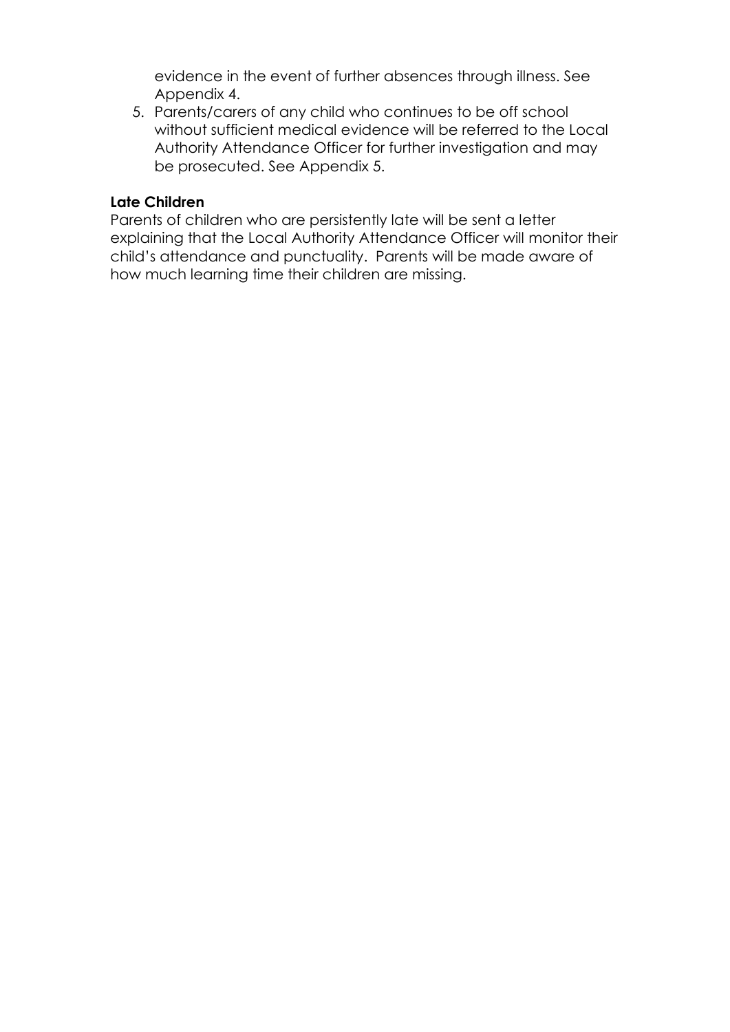evidence in the event of further absences through illness. See Appendix 4.

5. Parents/carers of any child who continues to be off school without sufficient medical evidence will be referred to the Local Authority Attendance Officer for further investigation and may be prosecuted. See Appendix 5.

**Late Children**

Parents of children who are persistently late will be sent a letter explaining that the Local Authority Attendance Officer will monitor their child's attendance and punctuality. Parents will be made aware of how much learning time their children are missing.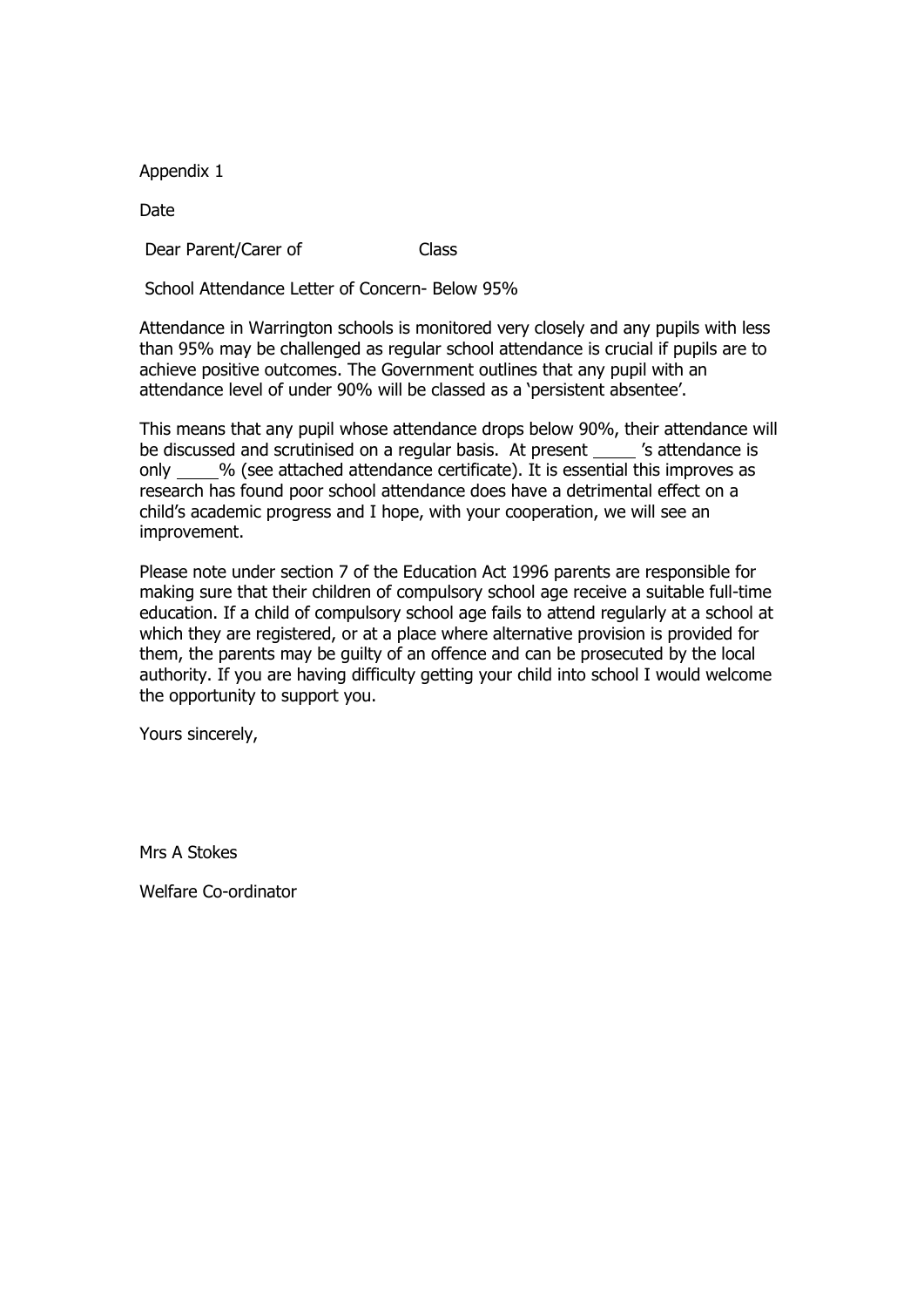Appendix 1

Date

Dear Parent/Carer of                    Class

School Attendance Letter of Concern- Below 95%

Attendance in Warrington schools is monitored very closely and any pupils with less than 95% may be challenged as regular school attendance is crucial if pupils are to achieve positive outcomes. The Government outlines that any pupil with an attendance level of under 90% will be classed as a 'persistent absentee'.

This means that any pupil whose attendance drops below 90%, their attendance will be discussed and scrutinised on a regular basis. At present _____ 's attendance is only _____% (see attached attendance certificate). It is essential this improves as research has found poor school attendance does have a detrimental effect on a child's academic progress and I hope, with your cooperation, we will see an improvement.

Please note under section 7 of the Education Act 1996 parents are responsible for making sure that their children of compulsory school age receive a suitable full-time education. If a child of compulsory school age fails to attend regularly at a school at which they are registered, or at a place where alternative provision is provided for them, the parents may be guilty of an offence and can be prosecuted by the local authority. If you are having difficulty getting your child into school I would welcome the opportunity to support you.

Yours sincerely,

Mrs A Stokes

Welfare Co-ordinator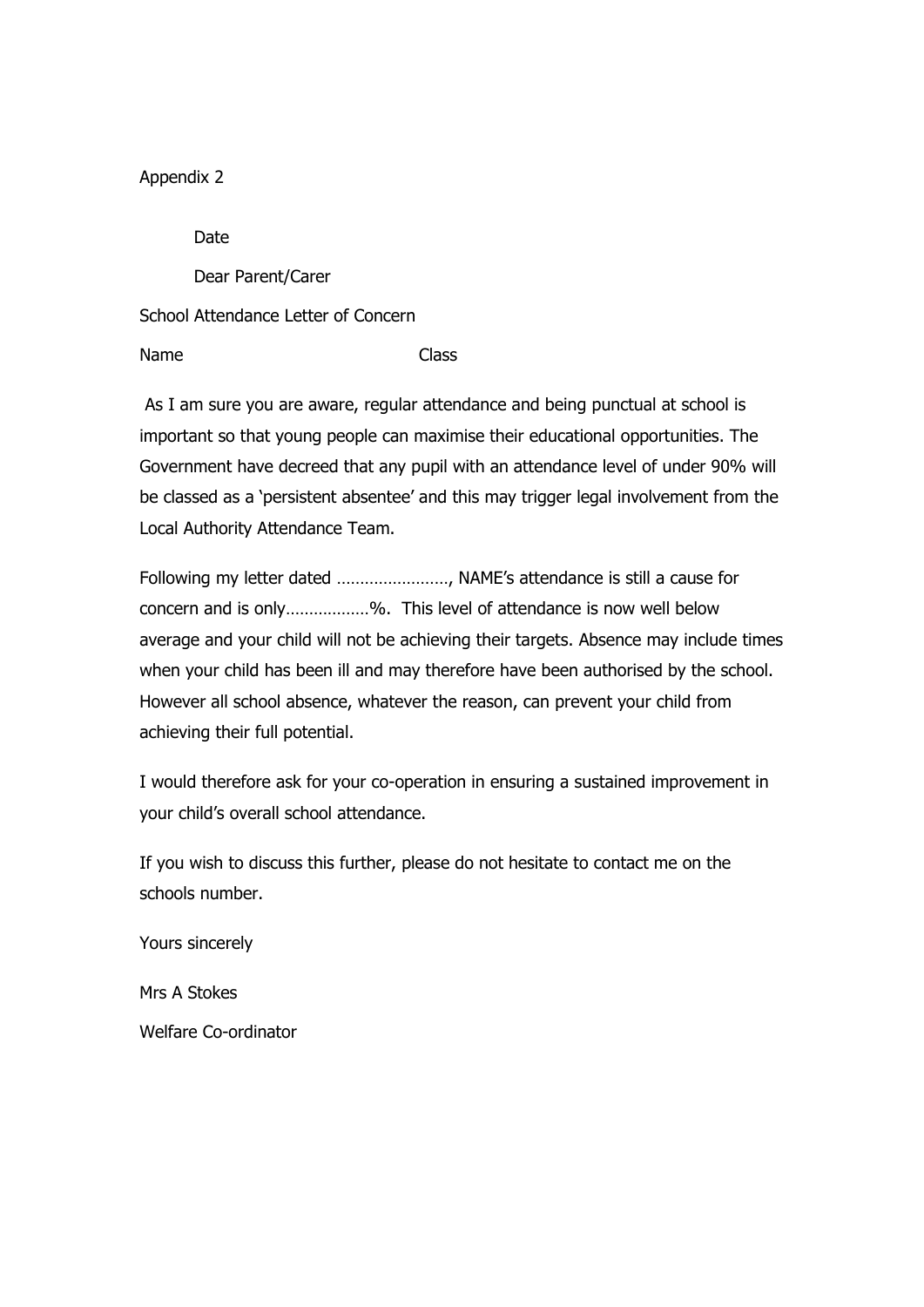Appendix 2

Date

Dear Parent/Carer

School Attendance Letter of Concern

Name Class

As I am sure you are aware, regular attendance and being punctual at school is important so that young people can maximise their educational opportunities. The Government have decreed that any pupil with an attendance level of under 90% will be classed as a 'persistent absentee' and this may trigger legal involvement from the Local Authority Attendance Team.

Following my letter dated ……………………, NAME's attendance is still a cause for concern and is only………………%. This level of attendance is now well below average and your child will not be achieving their targets. Absence may include times when your child has been ill and may therefore have been authorised by the school. However all school absence, whatever the reason, can prevent your child from achieving their full potential.

I would therefore ask for your co-operation in ensuring a sustained improvement in your child's overall school attendance.

If you wish to discuss this further, please do not hesitate to contact me on the schools number.

Yours sincerely

Mrs A Stokes

Welfare Co-ordinator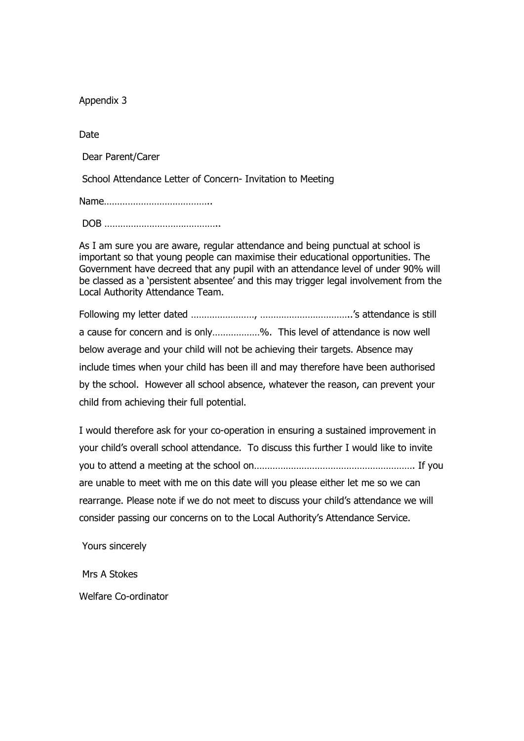Appendix 3

Date

Dear Parent/Carer

School Attendance Letter of Concern- Invitation to Meeting

Name…………………………………..

DOB ……………………………………..

As I am sure you are aware, regular attendance and being punctual at school is important so that young people can maximise their educational opportunities. The Government have decreed that any pupil with an attendance level of under 90% will be classed as a 'persistent absentee' and this may trigger legal involvement from the Local Authority Attendance Team.

Following my letter dated ……………………, ……………………………..'s attendance is still a cause for concern and is only………………%. This level of attendance is now well below average and your child will not be achieving their targets. Absence may include times when your child has been ill and may therefore have been authorised by the school. However all school absence, whatever the reason, can prevent your child from achieving their full potential.

I would therefore ask for your co-operation in ensuring a sustained improvement in your child's overall school attendance. To discuss this further I would like to invite you to attend a meeting at the school on…………………………………………………… If you are unable to meet with me on this date will you please either let me so we can rearrange. Please note if we do not meet to discuss your child's attendance we will consider passing our concerns on to the Local Authority's Attendance Service.

Yours sincerely

Mrs A Stokes

Welfare Co-ordinator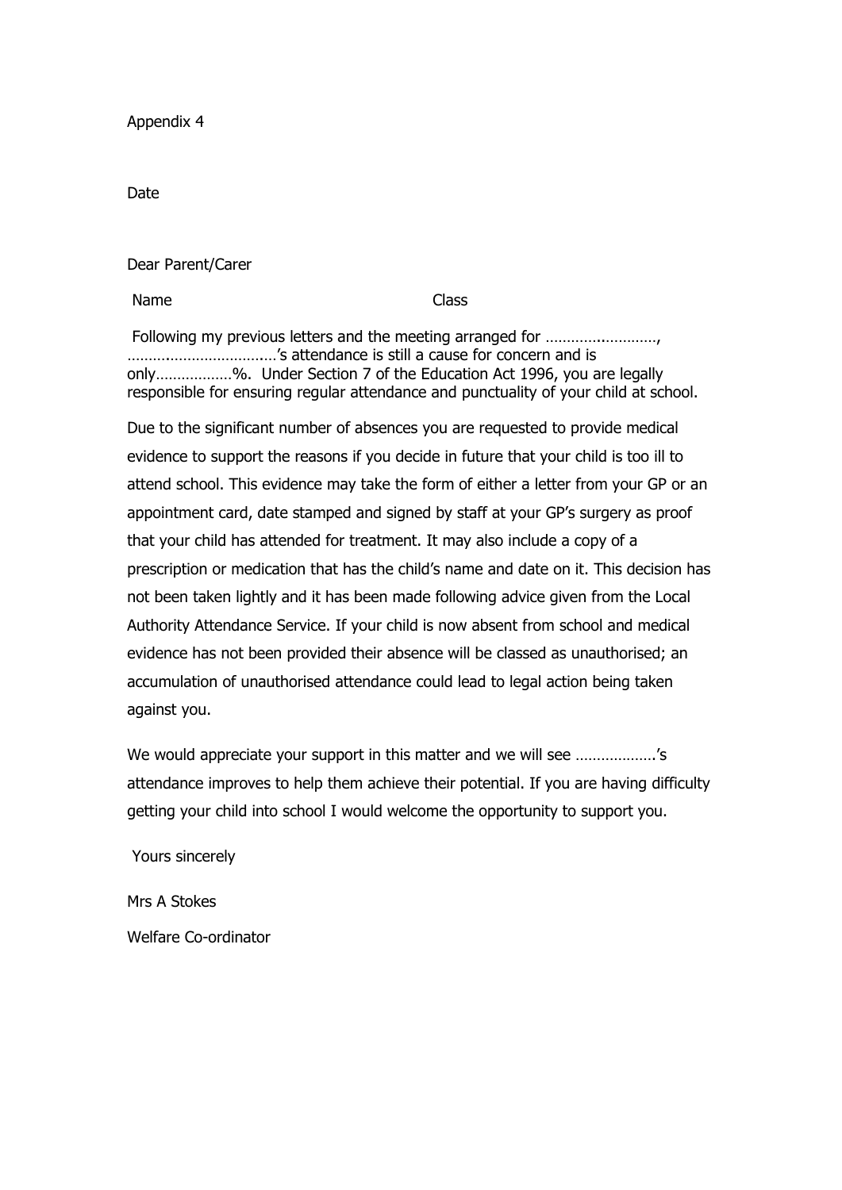Appendix 4

Date

Dear Parent/Carer

Name Class

Following my previous letters and the meeting arranged for ………..……………, ……..……………………..’s attendance is still a cause for concern and is only………………%. Under Section 7 of the Education Act 1996, you are legally responsible for ensuring regular attendance and punctuality of your child at school.

Due to the significant number of absences you are requested to provide medical evidence to support the reasons if you decide in future that your child is too ill to attend school. This evidence may take the form of either a letter from your GP or an appointment card, date stamped and signed by staff at your GP’s surgery as proof that your child has attended for treatment. It may also include a copy of a prescription or medication that has the child’s name and date on it. This decision has not been taken lightly and it has been made following advice given from the Local Authority Attendance Service. If your child is now absent from school and medical evidence has not been provided their absence will be classed as unauthorised; an accumulation of unauthorised attendance could lead to legal action being taken against you.

We would appreciate your support in this matter and we will see ……………..’s attendance improves to help them achieve their potential. If you are having difficulty getting your child into school I would welcome the opportunity to support you.

Yours sincerely

Mrs A Stokes

Welfare Co-ordinator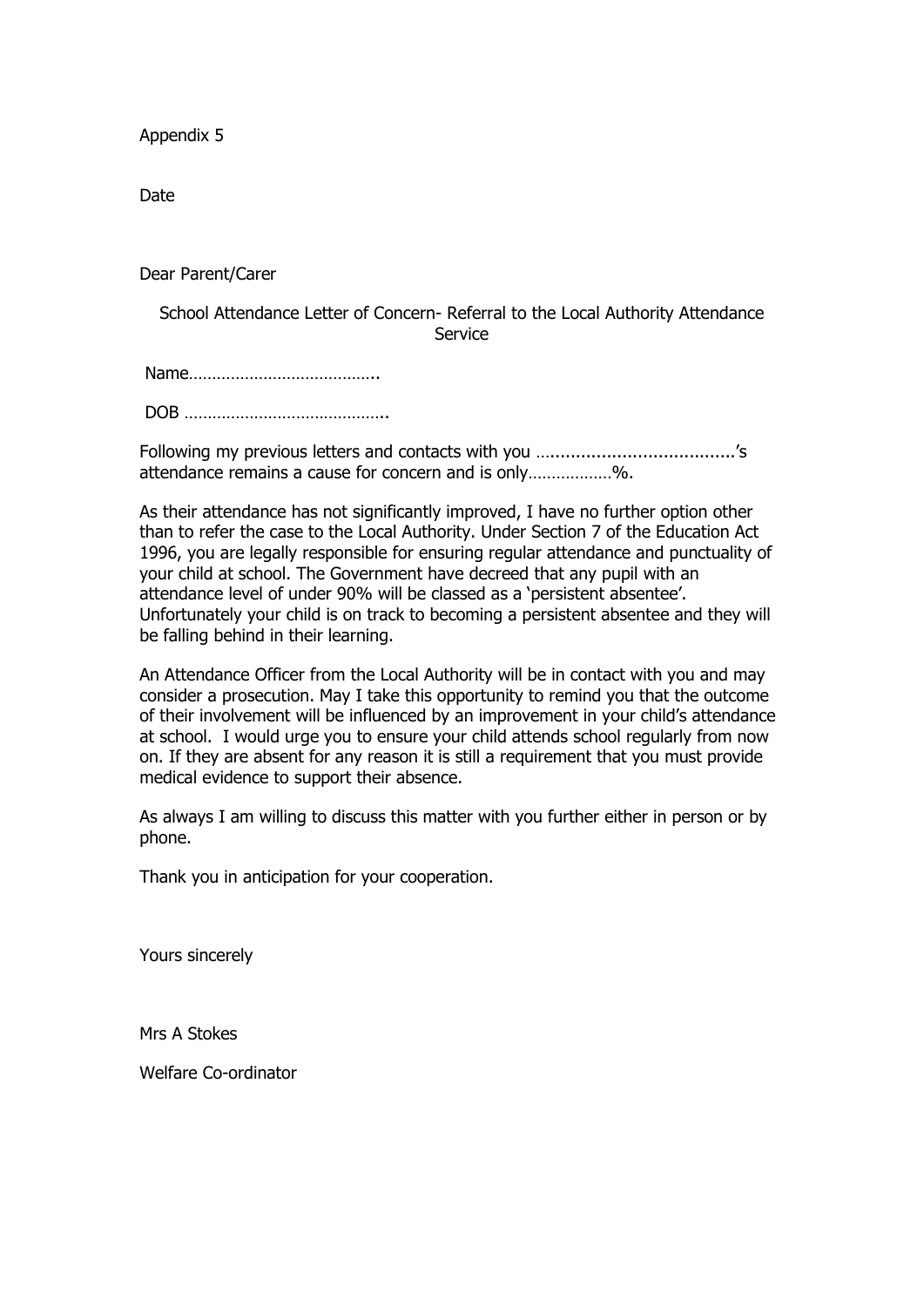Appendix 5

Date

Dear Parent/Carer

School Attendance Letter of Concern- Referral to the Local Authority Attendance Service

Name…………………………………..

DOB ……………………………………..

Following my previous letters and contacts with you ……..............................’s attendance remains a cause for concern and is only………………%.

As their attendance has not significantly improved, I have no further option other than to refer the case to the Local Authority. Under Section 7 of the Education Act 1996, you are legally responsible for ensuring regular attendance and punctuality of your child at school. The Government have decreed that any pupil with an attendance level of under 90% will be classed as a ‘persistent absentee’. Unfortunately your child is on track to becoming a persistent absentee and they will be falling behind in their learning.

An Attendance Officer from the Local Authority will be in contact with you and may consider a prosecution. May I take this opportunity to remind you that the outcome of their involvement will be influenced by an improvement in your child’s attendance at school. I would urge you to ensure your child attends school regularly from now on. If they are absent for any reason it is still a requirement that you must provide medical evidence to support their absence.

As always I am willing to discuss this matter with you further either in person or by phone.

Thank you in anticipation for your cooperation.

Yours sincerely

Mrs A Stokes

Welfare Co-ordinator